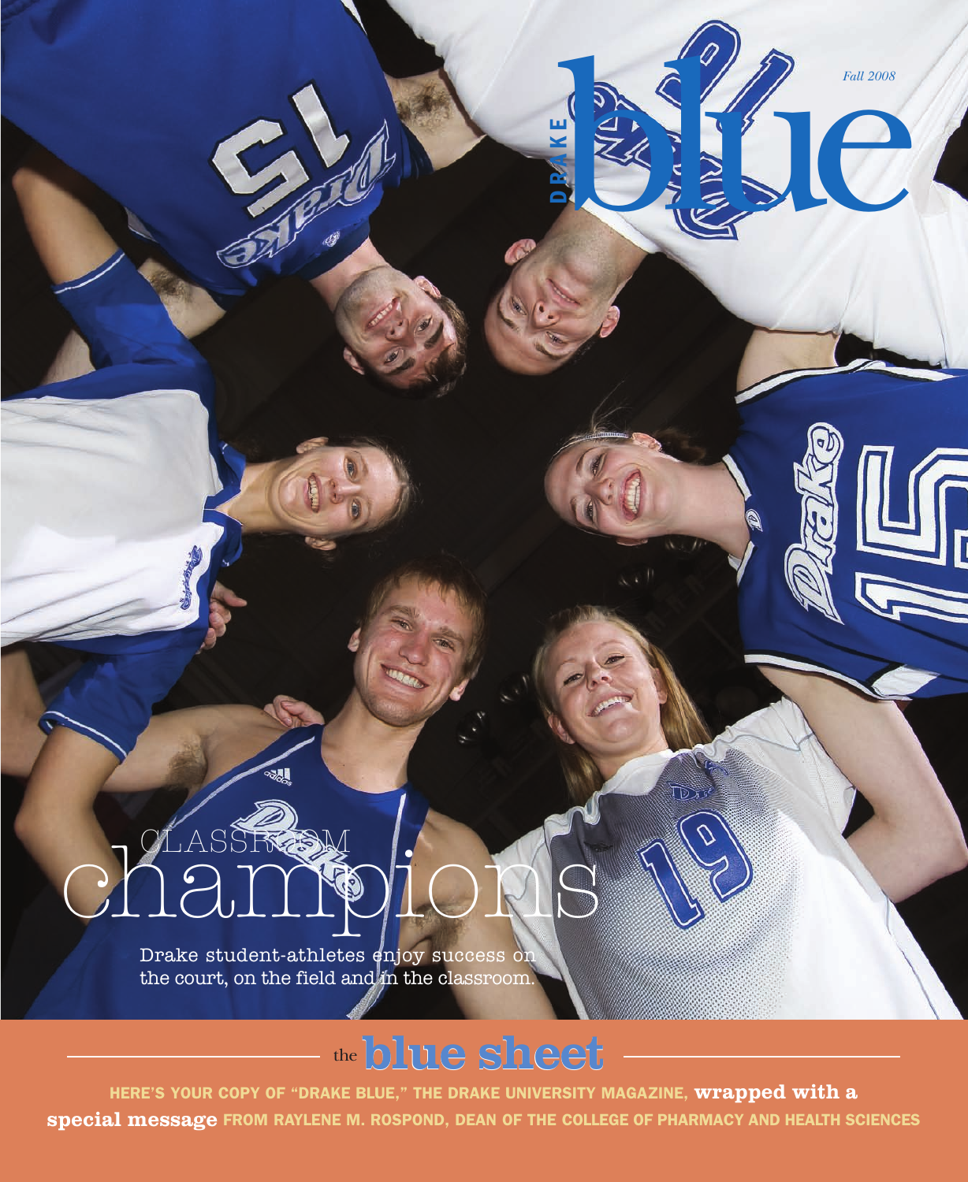# DRAKE blue

*Fall 2008*

## CLASSROOM champions

Drake student-athletes enjoy success on the court, on the field and in the classroom.

## the blue sheet

HERE'S YOUR COPY OF "DRAKE BLUE," THE DRAKE UNIVERSITY MAGAZINE, **wrapped with a special message** FROM RAYLENE M. ROSPOND, DEAN OF THE COLLEGE OF PHARMACY AND HEALTH SCIENCES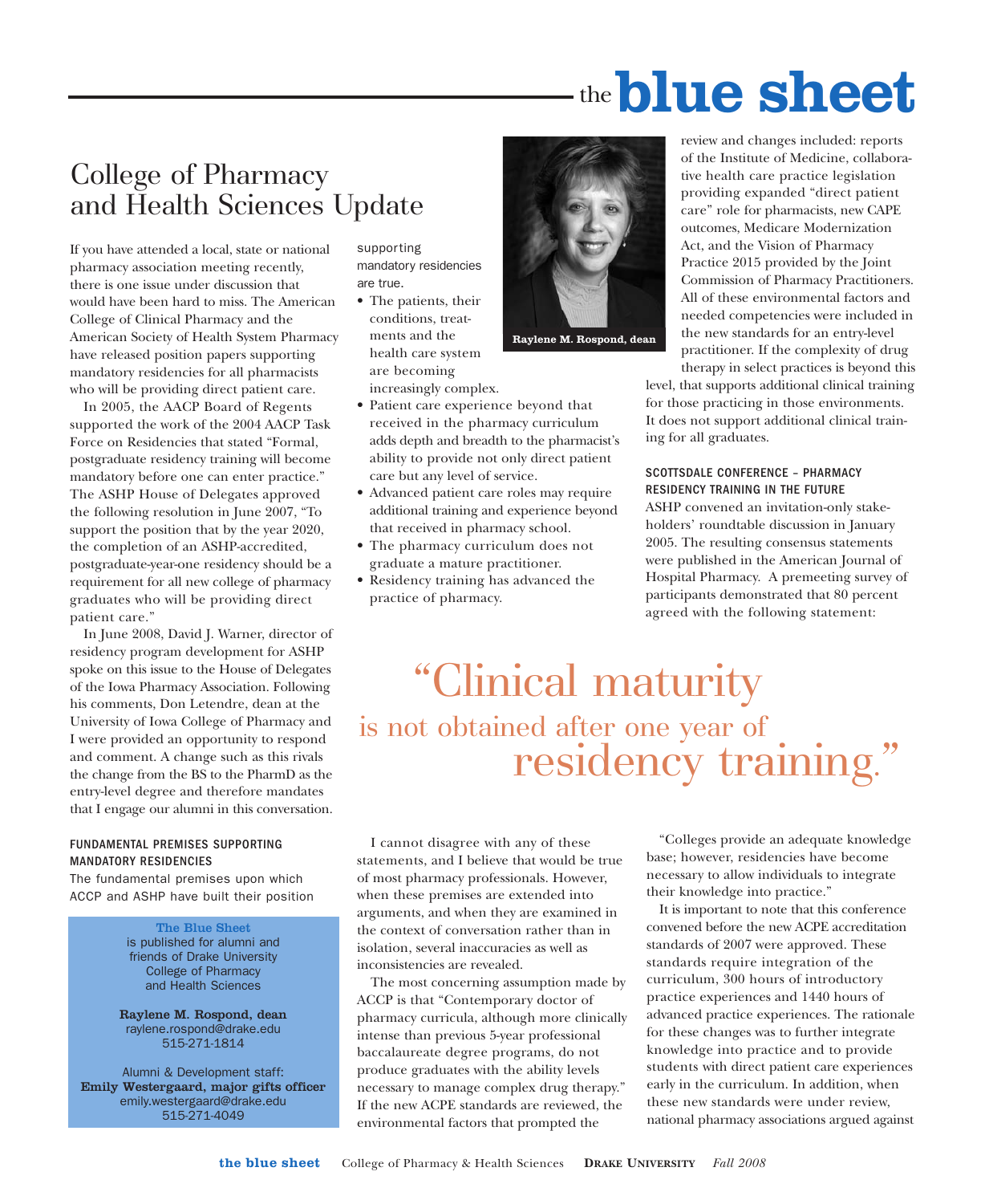# the blue sheet

## College of Pharmacy and Health Sciences Update

If you have attended a local, state or national pharmacy association meeting recently, there is one issue under discussion that would have been hard to miss. The American College of Clinical Pharmacy and the American Society of Health System Pharmacy have released position papers supporting mandatory residencies for all pharmacists who will be providing direct patient care.

In 2005, the AACP Board of Regents supported the work of the 2004 AACP Task Force on Residencies that stated "Formal, postgraduate residency training will become mandatory before one can enter practice." The ASHP House of Delegates approved the following resolution in June 2007, "To support the position that by the year 2020, the completion of an ASHP-accredited, postgraduate-year-one residency should be a requirement for all new college of pharmacy graduates who will be providing direct patient care."

In June 2008, David J. Warner, director of residency program development for ASHP spoke on this issue to the House of Delegates of the Iowa Pharmacy Association. Following his comments, Don Letendre, dean at the University of Iowa College of Pharmacy and I were provided an opportunity to respond and comment. A change such as this rivals the change from the BS to the PharmD as the entry-level degree and therefore mandates that I engage our alumni in this conversation.

### FUNDAMENTAL PREMISES SUPPORTING MANDATORY RESIDENCIES

The fundamental premises upon which ACCP and ASHP have built their position supporting mandatory residencies are true.

- The patients, their conditions, treatments and the health care system are becoming increasingly complex.
- Patient care experience beyond that received in the pharmacy curriculum adds depth and breadth to the pharmacist's ability to provide not only direct patient care but any level of service.
- Advanced patient care roles may require additional training and experience beyond that received in pharmacy school.
- The pharmacy curriculum does not graduate a mature practitioner.
- Residency training has advanced the practice of pharmacy.

**Raylene M. Rospond, dean**

I cannot disagree with any of these statements, and I believe that would be true of most pharmacy professionals. However, when these premises are extended into arguments, and when they are examined in the context of conversation rather than in isolation, several inaccuracies as well as inconsistencies are revealed.

The most concerning assumption made by ACCP is that "Contemporary doctor of pharmacy curricula, although more clinically intense than previous 5-year professional baccalaureate degree programs, do not produce graduates with the ability levels necessary to manage complex drug therapy." If the new ACPE standards are reviewed, the environmental factors that prompted the review and changes included: reports of the Institute of Medicine, collaborative health care practice legislation providing expanded "direct patient care" role for pharmacists, new CAPE outcomes, Medicare Modernization Act, and the Vision of Pharmacy Practice 2015 provided by the Joint Commission of Pharmacy Practitioners. All of these environmental factors and needed competencies were included in the new standards for an entry-level practitioner. If the complexity of drug therapy in select practices is beyond this level, that supports additional clinical training for those practicing in those environments. It does not support additional clinical training for all graduates.

### SCOTTSDALE CONFERENCE – PHARMACY RESIDENCY TRAINING IN THE FUTURE

ASHP convened an invitation-only stakeholders' roundtable discussion in January 2005. The resulting consensus statements were published in the American Journal of Hospital Pharmacy. A premeeting survey of participants demonstrated that 80 percent agreed with the following statement:

"Colleges provide an adequate knowledge base; however, residencies have become necessary to allow individuals to integrate their knowledge into practice."

It is important to note that this conference convened before the new ACPE accreditation standards of 2007 were approved. These standards require integration of the curriculum, 300 hours of introductory practice experiences and 1440 hours of advanced practice experiences. The rationale for these changes was to further integrate knowledge into practice and to provide students with direct patient care experiences early in the curriculum. In addition, when these new standards were under review, national pharmacy associations argued against

> "Clinical maturity is not obtained after one year of residency training."

**The Blue Sheet**
is published for alumni and friends of Drake University College of Pharmacy and Health Sciences

**Raylene M. Rospond, dean**
raylene.rospond@drake.edu
515-271-1814

Alumni & Development staff:
**Emily Westergaard, major gifts officer**
emily.westergaard@drake.edu
515-271-4049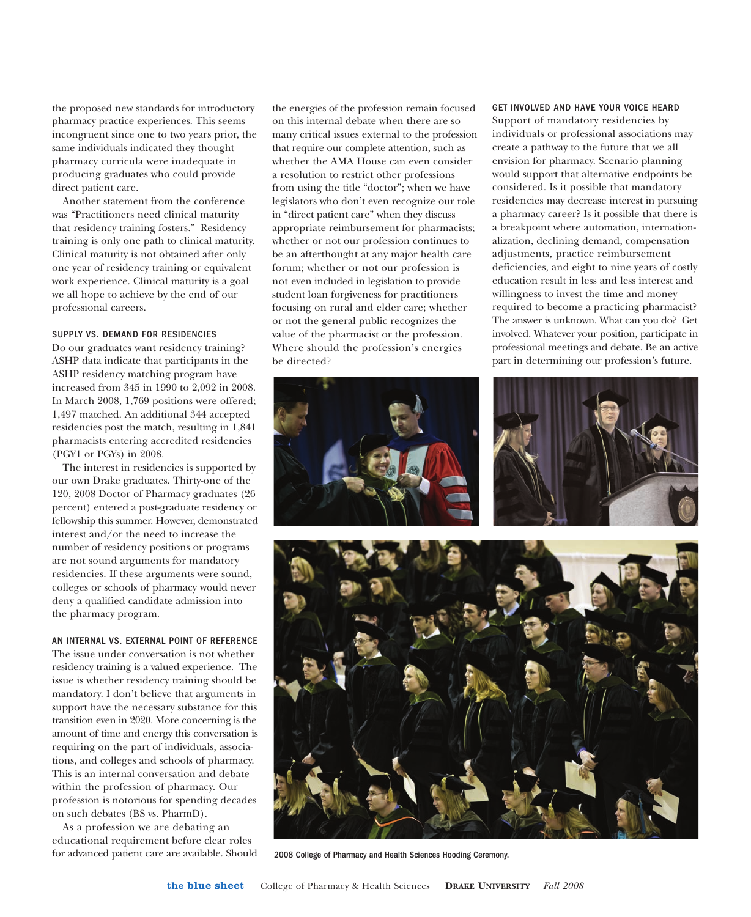the proposed new standards for introductory pharmacy practice experiences. This seems incongruent since one to two years prior, the same individuals indicated they thought pharmacy curricula were inadequate in producing graduates who could provide direct patient care.

Another statement from the conference was "Practitioners need clinical maturity that residency training fosters." Residency training is only one path to clinical maturity. Clinical maturity is not obtained after only one year of residency training or equivalent work experience. Clinical maturity is a goal we all hope to achieve by the end of our professional careers.

### SUPPLY VS. DEMAND FOR RESIDENCIES

Do our graduates want residency training? ASHP data indicate that participants in the ASHP residency matching program have increased from 345 in 1990 to 2,092 in 2008. In March 2008, 1,769 positions were offered; 1,497 matched. An additional 344 accepted residencies post the match, resulting in 1,841 pharmacists entering accredited residencies (PGY1 or PGYs) in 2008.

The interest in residencies is supported by our own Drake graduates. Thirty-one of the 120, 2008 Doctor of Pharmacy graduates (26 percent) entered a post-graduate residency or fellowship this summer. However, demonstrated interest and/or the need to increase the number of residency positions or programs are not sound arguments for mandatory residencies. If these arguments were sound, colleges or schools of pharmacy would never deny a qualified candidate admission into the pharmacy program.

### AN INTERNAL VS. EXTERNAL POINT OF REFERENCE

The issue under conversation is not whether residency training is a valued experience. The issue is whether residency training should be mandatory. I don't believe that arguments in support have the necessary substance for this transition even in 2020. More concerning is the amount of time and energy this conversation is requiring on the part of individuals, associations, and colleges and schools of pharmacy. This is an internal conversation and debate within the profession of pharmacy. Our profession is notorious for spending decades on such debates (BS vs. PharmD).

As a profession we are debating an educational requirement before clear roles for advanced patient care are available. Should the energies of the profession remain focused on this internal debate when there are so many critical issues external to the profession that require our complete attention, such as whether the AMA House can even consider a resolution to restrict other professions from using the title "doctor"; when we have legislators who don't even recognize our role in "direct patient care" when they discuss appropriate reimbursement for pharmacists; whether or not our profession continues to be an afterthought at any major health care forum; whether or not our profession is not even included in legislation to provide student loan forgiveness for practitioners focusing on rural and elder care; whether or not the general public recognizes the value of the pharmacist or the profession. Where should the profession's energies be directed?

### GET INVOLVED AND HAVE YOUR VOICE HEARD

Support of mandatory residencies by individuals or professional associations may create a pathway to the future that we all envision for pharmacy. Scenario planning would support that alternative endpoints be considered. Is it possible that mandatory residencies may decrease interest in pursuing a pharmacy career? Is it possible that there is a breakpoint where automation, internationalization, declining demand, compensation adjustments, practice reimbursement deficiencies, and eight to nine years of costly education result in less and less interest and willingness to invest the time and money required to become a practicing pharmacist? The answer is unknown. What can you do? Get involved. Whatever your position, participate in professional meetings and debate. Be an active part in determining our profession's future.

2008 College of Pharmacy and Health Sciences Hooding Ceremony.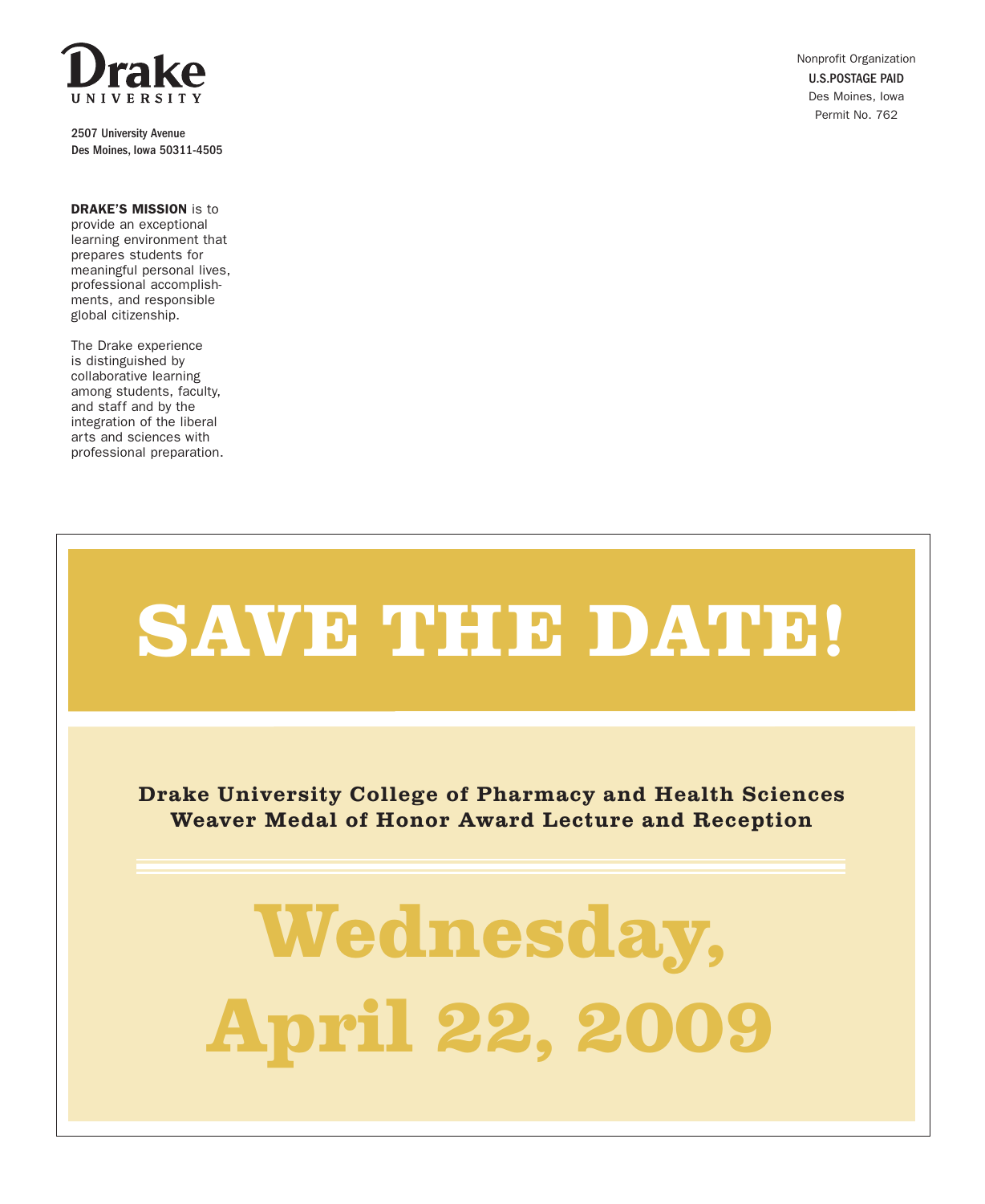**Drake**
UNIVERSITY

2507 University Avenue
Des Moines, Iowa 50311-4505

Nonprofit Organization
U.S.POSTAGE PAID
Des Moines, Iowa
Permit No. 762

**DRAKE'S MISSION** is to provide an exceptional learning environment that prepares students for meaningful personal lives, professional accomplishments, and responsible global citizenship.

The Drake experience is distinguished by collaborative learning among students, faculty, and staff and by the integration of the liberal arts and sciences with professional preparation.

# SAVE THE DATE!

**Drake University College of Pharmacy and Health Sciences**
**Weaver Medal of Honor Award Lecture and Reception**

# Wednesday, April 22, 2009